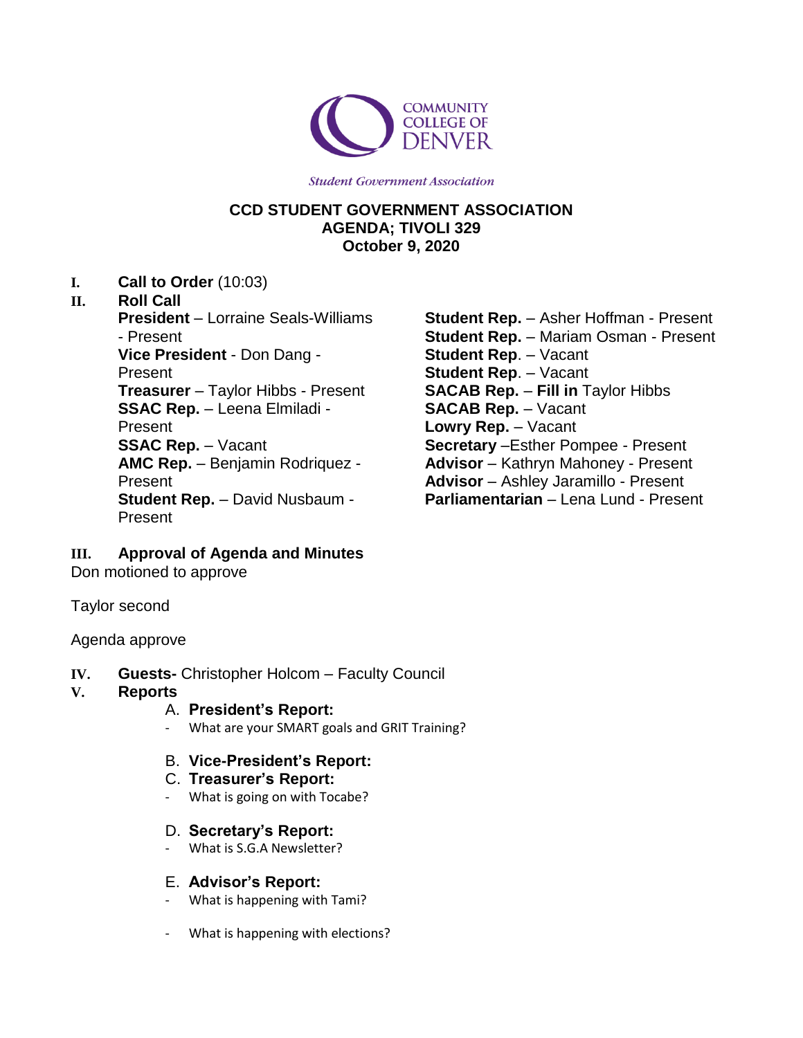COMMUNITY COLLEGE OF DENVER

*Student Government Association*

**CCD STUDENT GOVERNMENT ASSOCIATION**
**AGENDA; TIVOLI 329**
**October 9, 2020**

I. **Call to Order** (10:03)

II. **Roll Call**

**President** – Lorraine Seals-Williams - Present
**Vice President** - Don Dang - Present
**Treasurer** – Taylor Hibbs - Present
**SSAC Rep.** – Leena Elmiladi - Present
**SSAC Rep.** – Vacant
**AMC Rep.** – Benjamin Rodriquez - Present
**Student Rep.** – David Nusbaum - Present
**Student Rep.** – Asher Hoffman - Present
**Student Rep.** – Mariam Osman - Present
**Student Rep**. – Vacant
**Student Rep**. – Vacant
**SACAB Rep.** – **Fill in** Taylor Hibbs
**SACAB Rep.** – Vacant
**Lowry Rep.** – Vacant
**Secretary** –Esther Pompee - Present
**Advisor** – Kathryn Mahoney - Present
**Advisor** – Ashley Jaramillo - Present
**Parliamentarian** – Lena Lund - Present

III. **Approval of Agenda and Minutes**

Don motioned to approve

Taylor second

Agenda approve

IV. **Guests-** Christopher Holcom – Faculty Council

V. **Reports**

A. **President's Report:**
- What are your SMART goals and GRIT Training?

B. **Vice-President's Report:**

C. **Treasurer's Report:**
- What is going on with Tocabe?

D. **Secretary's Report:**
- What is S.G.A Newsletter?

E. **Advisor's Report:**
- What is happening with Tami?
- What is happening with elections?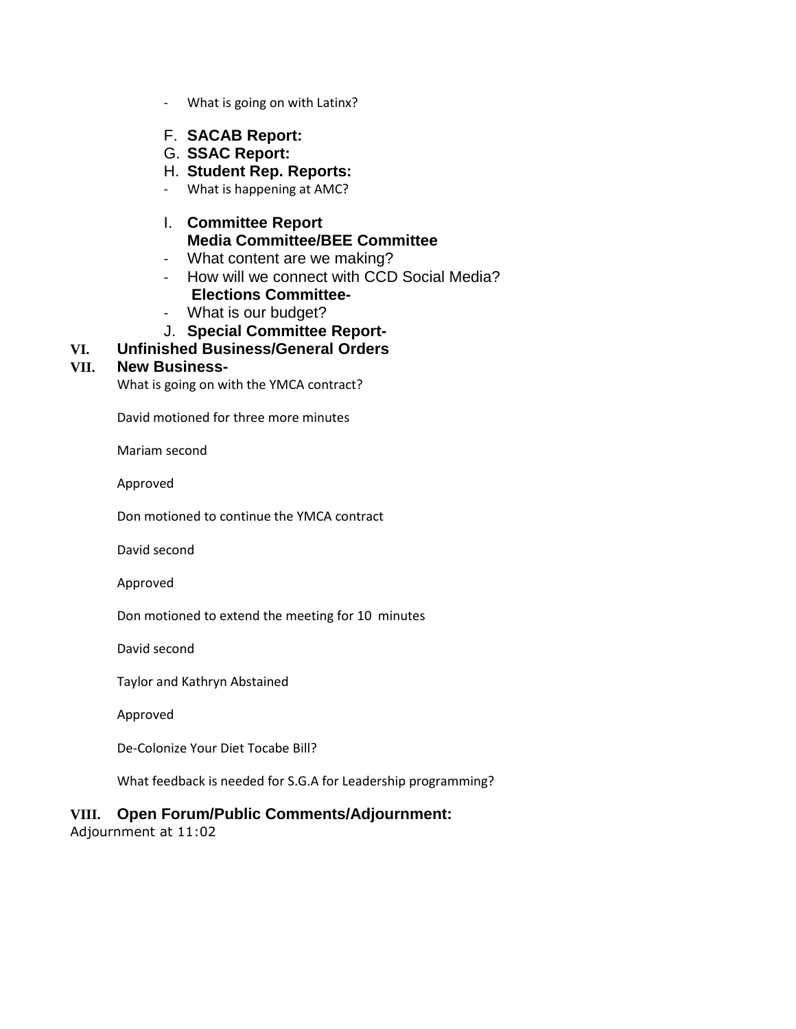- What is going on with Latinx?

F. **SACAB Report:**

G. **SSAC Report:**

H. **Student Rep. Reports:**

- What is happening at AMC?

I. **Committee Report**
**Media Committee/BEE Committee**

- What content are we making?
- How will we connect with CCD Social Media?

**Elections Committee-**

- What is our budget?

J. **Special Committee Report-**

## VI. Unfinished Business/General Orders

## VII. New Business-

What is going on with the YMCA contract?

David motioned for three more minutes

Mariam second

Approved

Don motioned to continue the YMCA contract

David second

Approved

Don motioned to extend the meeting for 10 minutes

David second

Taylor and Kathryn Abstained

Approved

De-Colonize Your Diet Tocabe Bill?

What feedback is needed for S.G.A for Leadership programming?

## VIII. Open Forum/Public Comments/Adjournment:

Adjournment at 11:02